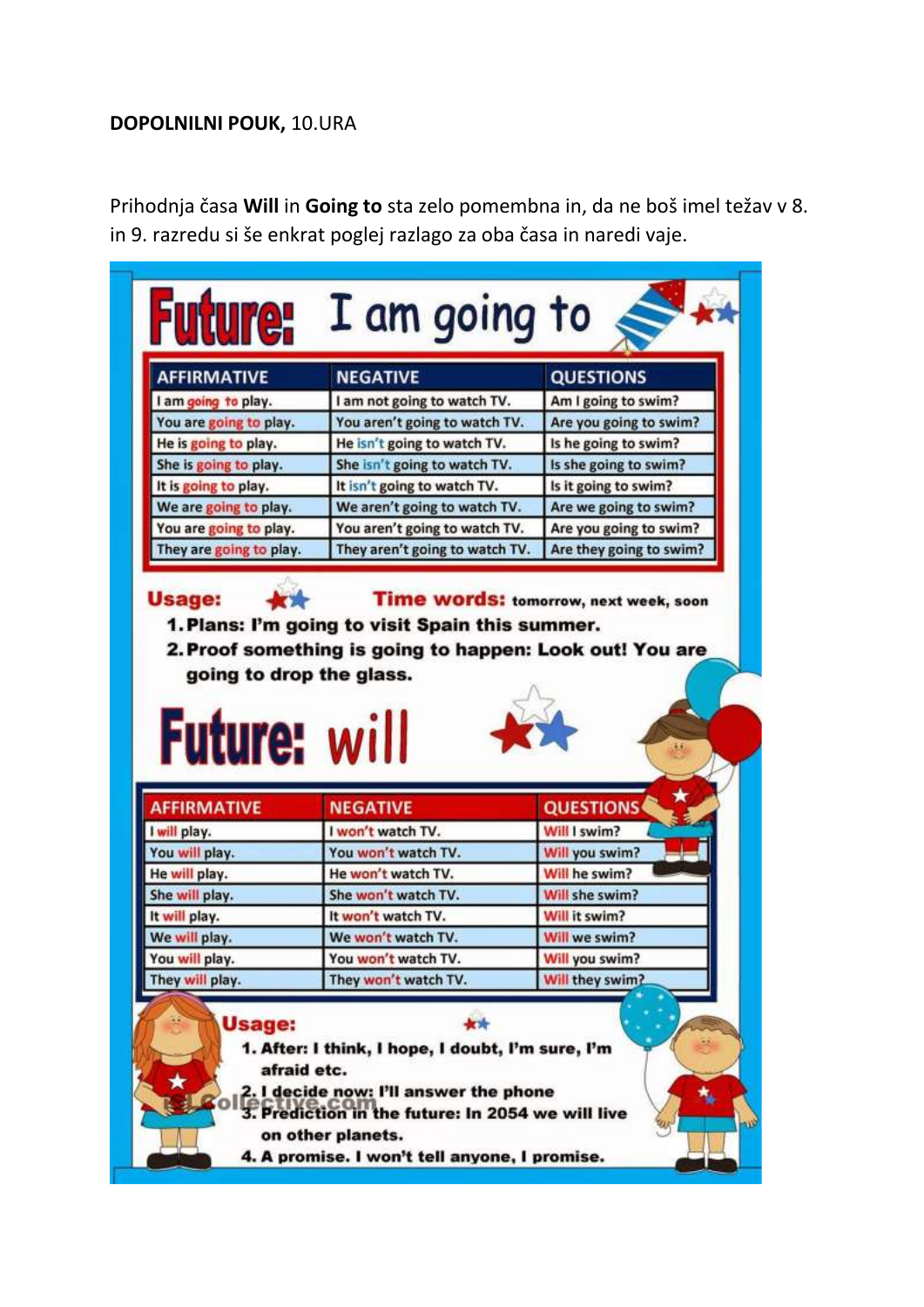**DOPOLNILNI POUK,** 10.URA

Prihodnja časa **Will** in **Going to** sta zelo pomembna in, da ne boš imel težav v 8. in 9. razredu si še enkrat poglej razlago za oba časa in naredi vaje.

# Future: I am going to

| AFFIRMATIVE | NEGATIVE | QUESTIONS |
|---|---|---|
| I am going to play. | I am not going to watch TV. | Am I going to swim? |
| You are going to play. | You aren't going to watch TV. | Are you going to swim? |
| He is going to play. | He isn't going to watch TV. | Is he going to swim? |
| She is going to play. | She isn't going to watch TV. | Is she going to swim? |
| It is going to play. | It isn't going to watch TV. | Is it going to swim? |
| We are going to play. | We aren't going to watch TV. | Are we going to swim? |
| You are going to play. | You aren't going to watch TV. | Are you going to swim? |
| They are going to play. | They aren't going to watch TV. | Are they going to swim? |

**Usage:**

**Time words:** tomorrow, next week, soon

1. **Plans: I'm going to visit Spain this summer.**
2. **Proof something is going to happen: Look out! You are going to drop the glass.**

# Future: will

| AFFIRMATIVE | NEGATIVE | QUESTIONS |
|---|---|---|
| I will play. | I won't watch TV. | Will I swim? |
| You will play. | You won't watch TV. | Will you swim? |
| He will play. | He won't watch TV. | Will he swim? |
| She will play. | She won't watch TV. | Will she swim? |
| It will play. | It won't watch TV. | Will it swim? |
| We will play. | We won't watch TV. | Will we swim? |
| You will play. | You won't watch TV. | Will you swim? |
| They will play. | They won't watch TV. | Will they swim? |

**Usage:**

1. **After: I think, I hope, I doubt, I'm sure, I'm afraid etc.**
2. **I decide now: I'll answer the phone**
3. **Prediction in the future: In 2054 we will live on other planets.**
4. **A promise. I won't tell anyone, I promise.**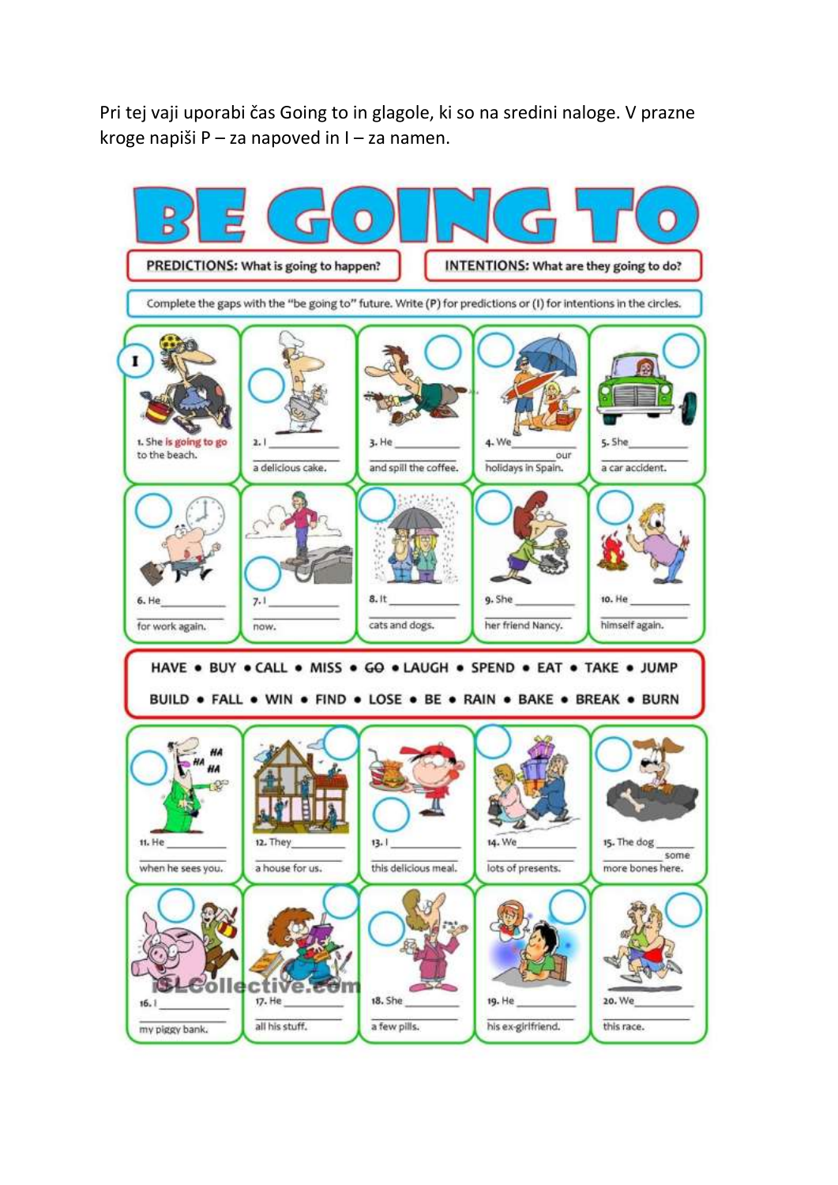Pri tej vaji uporabi čas Going to in glagole, ki so na sredini naloge. V prazne kroge napiši P – za napoved in I – za namen.

# BE GOING TO

**PREDICTIONS:** What is going to happen?

**INTENTIONS:** What are they going to do?

Complete the gaps with the "be going to" future. Write (P) for predictions or (I) for intentions in the circles.

1. (I) She **is going to go** to the beach.
2. ( ) I ______________ a delicious cake.
3. ( ) He ______________ and spill the coffee.
4. ( ) We ______________ our holidays in Spain.
5. ( ) She ______________ a car accident.
6. ( ) He ______________ for work again.
7. ( ) I ______________ now.
8. ( ) It ______________ cats and dogs.
9. ( ) She ______________ her friend Nancy.
10. ( ) He ______________ himself again.

HAVE • BUY • CALL • MISS • ~~GO~~ • LAUGH • SPEND • EAT • TAKE • JUMP

BUILD • FALL • WIN • FIND • LOSE • BE • RAIN • BAKE • BREAK • BURN

11. ( ) He ______________ when he sees you.
12. ( ) They ______________ a house for us.
13. ( ) I ______________ this delicious meal.
14. ( ) We ______________ lots of presents.
15. ( ) The dog ______________ some more bones here.
16. ( ) I ______________ my piggy bank.
17. ( ) He ______________ all his stuff.
18. ( ) She ______________ a few pills.
19. ( ) He ______________ his ex-girlfriend.
20. ( ) We ______________ this race.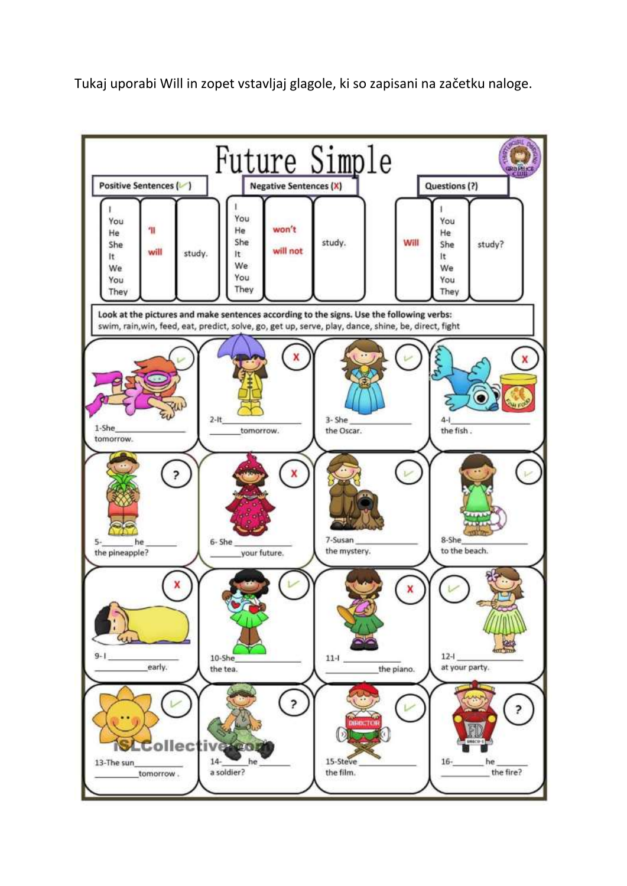Tukaj uporabi Will in zopet vstavljaj glagole, ki so zapisani na začetku naloge.

# Future Simple

**Positive Sentences (✓)**

| | | |
|---|---|---|
| I<br>You<br>He<br>She<br>It<br>We<br>You<br>They | 'll<br>will | study. |

**Negative Sentences (X)**

| | | |
|---|---|---|
| I<br>You<br>He<br>She<br>It<br>We<br>You<br>They | won't<br>will not | study. |

**Questions (?)**

| | | |
|---|---|---|
| Will | I<br>You<br>He<br>She<br>It<br>We<br>You<br>They | study? |

**Look at the pictures and make sentences according to the signs. Use the following verbs:**
swim, rain, win, feed, eat, predict, solve, go, get up, serve, play, dance, shine, be, direct, fight

1- She ____________ tomorrow. (✓)

2- It ____________ ____________ tomorrow. (X)

3- She ____________ the Oscar. (✓)

4- I ____________ the fish. (X)

5- ______ he ______ the pineapple? (?)

6- She ____________ ____________ your future. (X)

7- Susan ____________ the mystery. (✓)

8- She ____________ to the beach. (✓)

9- I ____________ ____________ early. (X)

10- She ____________ the tea. (✓)

11- I ____________ ____________ the piano. (X)

12- I ____________ at your party. (✓)

13- The sun ____________ ____________ tomorrow. (✓)

14- ______ he ______ a soldier? (?)

15- Steve ____________ the film. (✓)

16- ______ he ______ ____________ the fire? (?)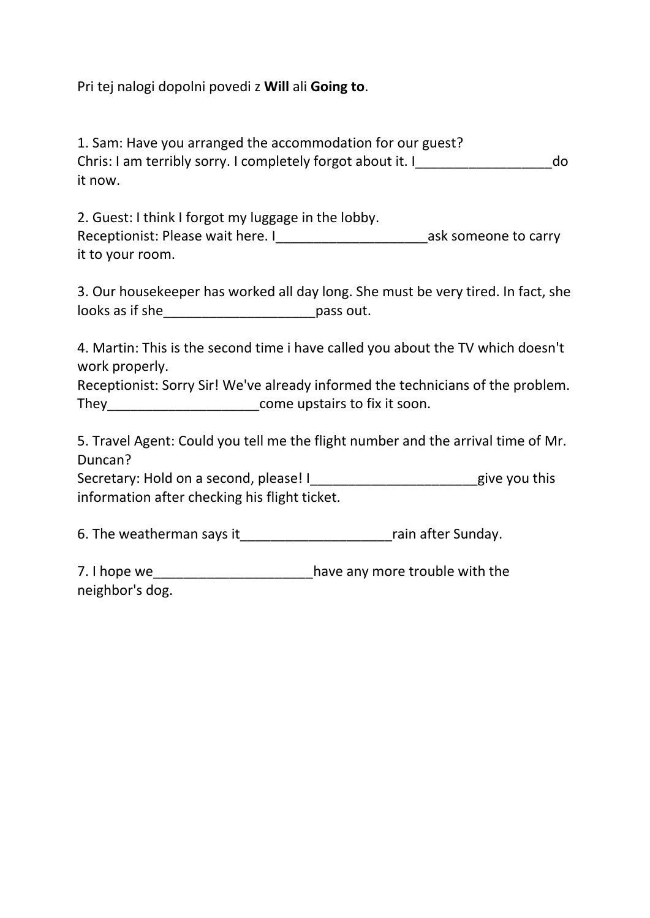Pri tej nalogi dopolni povedi z **Will** ali **Going to**.

1. Sam: Have you arranged the accommodation for our guest?
Chris: I am terribly sorry. I completely forgot about it. I__________________do it now.

2. Guest: I think I forgot my luggage in the lobby.
Receptionist: Please wait here. I____________________ask someone to carry it to your room.

3. Our housekeeper has worked all day long. She must be very tired. In fact, she looks as if she____________________pass out.

4. Martin: This is the second time i have called you about the TV which doesn't work properly.
Receptionist: Sorry Sir! We've already informed the technicians of the problem. They____________________come upstairs to fix it soon.

5. Travel Agent: Could you tell me the flight number and the arrival time of Mr. Duncan?
Secretary: Hold on a second, please! I______________________give you this information after checking his flight ticket.

6. The weatherman says it____________________rain after Sunday.

7. I hope we_____________________have any more trouble with the neighbor's dog.